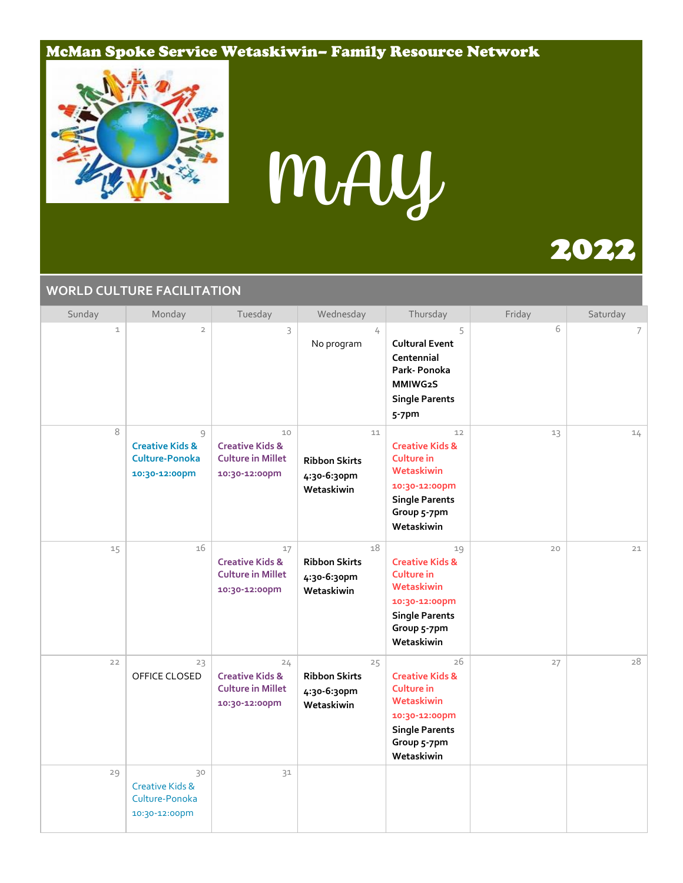# McMan Spoke Service Wetaskiwin– Family Resource Network

# MAY

# 2022

## WORLD CULTURE FACILITATION

| Sunday | Monday | Tuesday | Wednesday | Thursday | Friday | Saturday |
|---|---|---|---|---|---|---|
| 1 | 2 | 3 | 4<br>No program | 5<br>**Cultural Event Centennial Park- Ponoka MMIWG2S Single Parents 5-7pm** | 6 | 7 |
| 8 | 9<br>**Creative Kids & Culture-Ponoka 10:30-12:00pm** | 10<br>**Creative Kids & Culture in Millet 10:30-12:00pm** | 11<br>**Ribbon Skirts 4:30-6:30pm Wetaskiwin** | 12<br>**Creative Kids & Culture in Wetaskiwin 10:30-12:00pm**<br>**Single Parents Group 5-7pm Wetaskiwin** | 13 | 14 |
| 15 | 16 | 17<br>**Creative Kids & Culture in Millet 10:30-12:00pm** | 18<br>**Ribbon Skirts 4:30-6:30pm Wetaskiwin** | 19<br>**Creative Kids & Culture in Wetaskiwin 10:30-12:00pm**<br>**Single Parents Group 5-7pm Wetaskiwin** | 20 | 21 |
| 22 | 23<br>OFFICE CLOSED | 24<br>**Creative Kids & Culture in Millet 10:30-12:00pm** | 25<br>**Ribbon Skirts 4:30-6:30pm Wetaskiwin** | 26<br>**Creative Kids & Culture in Wetaskiwin 10:30-12:00pm**<br>**Single Parents Group 5-7pm Wetaskiwin** | 27 | 28 |
| 29 | 30<br>Creative Kids & Culture-Ponoka 10:30-12:00pm | 31 | | | | |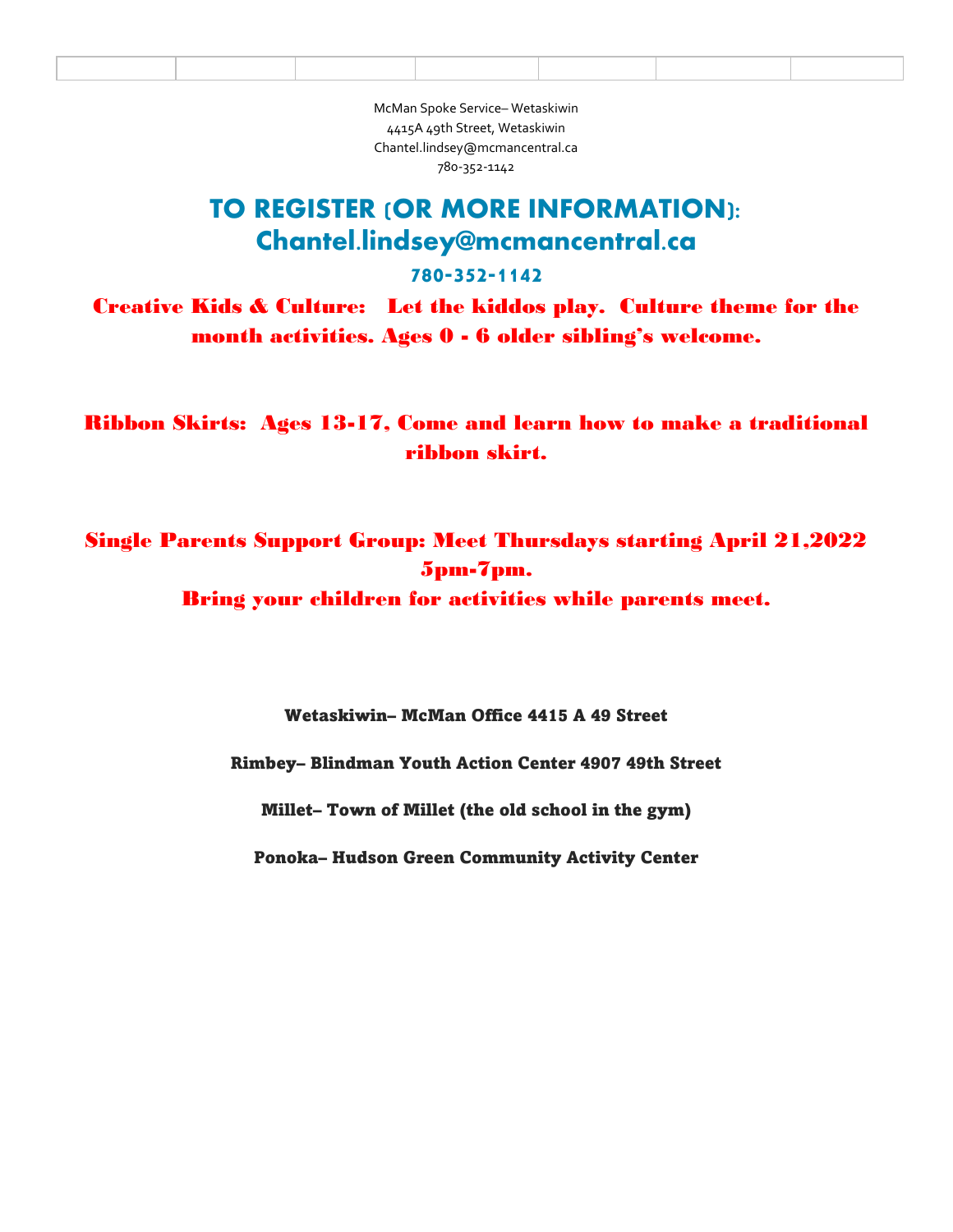McMan Spoke Service– Wetaskiwin
4415A 49th Street, Wetaskiwin
Chantel.lindsey@mcmancentral.ca
780-352-1142

## TO REGISTER (OR MORE INFORMATION): Chantel.lindsey@mcmancentral.ca

### 780-352-1142

**Creative Kids & Culture: Let the kiddos play. Culture theme for the month activities. Ages 0 - 6 older sibling's welcome.**

**Ribbon Skirts: Ages 13-17, Come and learn how to make a traditional ribbon skirt.**

**Single Parents Support Group: Meet Thursdays starting April 21,2022 5pm-7pm.**
**Bring your children for activities while parents meet.**

**Wetaskiwin– McMan Office 4415 A 49 Street**

**Rimbey– Blindman Youth Action Center 4907 49th Street**

**Millet– Town of Millet (the old school in the gym)**

**Ponoka– Hudson Green Community Activity Center**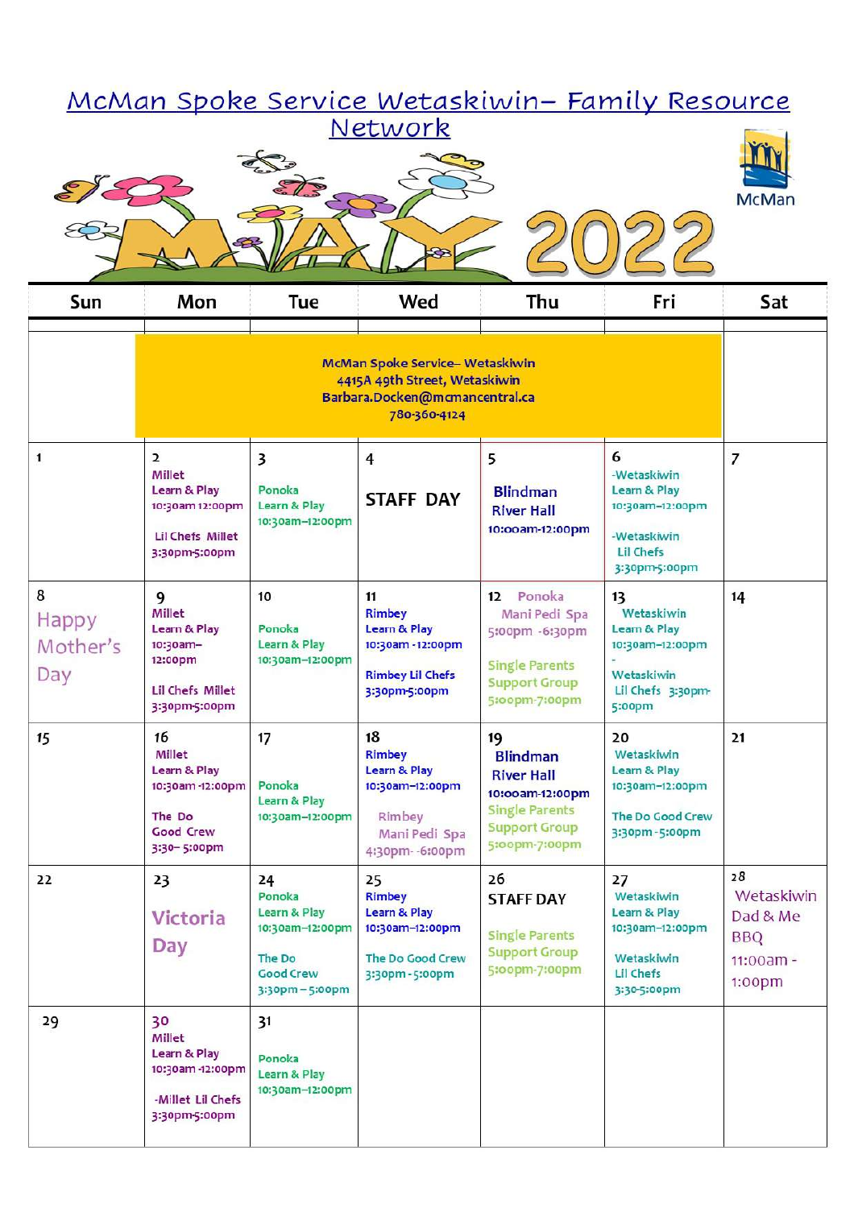# McMan Spoke Service Wetaskiwin– Family Resource Network

## MAY 2022

McMan

| Sun | Mon | Tue | Wed | Thu | Fri | Sat |
|---|---|---|---|---|---|---|
| | McMan Spoke Service– Wetaskiwin<br>4415A 49th Street, Wetaskiwin<br>Barbara.Docken@mcmancentral.ca<br>780-360-4124 | | | | | |
| 1 | 2<br>Millet<br>Learn & Play<br>10:30am 12:00pm<br><br>Lil Chefs Millet<br>3:30pm-5:00pm | 3<br>Ponoka<br>Learn & Play<br>10:30am–12:00pm | 4<br>STAFF DAY | 5<br>Blindman River Hall<br>10:00am-12:00pm | 6<br>-Wetaskiwin<br>Learn & Play<br>10:30am–12:00pm<br><br>-Wetaskiwin<br>Lil Chefs<br>3:30pm-5:00pm | 7 |
| 8<br>Happy Mother's Day | 9<br>Millet<br>Learn & Play<br>10:30am–12:00pm<br><br>Lil Chefs Millet<br>3:30pm-5:00pm | 10<br>Ponoka<br>Learn & Play<br>10:30am–12:00pm | 11<br>Rimbey<br>Learn & Play<br>10:30am -12:00pm<br><br>Rimbey Lil Chefs<br>3:30pm-5:00pm | 12 Ponoka<br>Mani Pedi Spa<br>5:00pm -6:30pm<br><br>Single Parents Support Group<br>5:00pm-7:00pm | 13<br>Wetaskiwin<br>Learn & Play<br>10:30am–12:00pm<br>-<br>Wetaskiwin<br>Lil Chefs 3:30pm-5:00pm | 14 |
| 15 | 16<br>Millet<br>Learn & Play<br>10:30am -12:00pm<br><br>The Do Good Crew<br>3:30– 5:00pm | 17<br>Ponoka<br>Learn & Play<br>10:30am–12:00pm | 18<br>Rimbey<br>Learn & Play<br>10:30am–12:00pm<br><br>Rimbey<br>Mani Pedi Spa<br>4:30pm- -6:00pm | 19<br>Blindman River Hall<br>10:00am-12:00pm<br>Single Parents Support Group<br>5:00pm-7:00pm | 20<br>Wetaskiwin<br>Learn & Play<br>10:30am–12:00pm<br><br>The Do Good Crew<br>3:30pm - 5:00pm | 21 |
| 22 | 23<br>Victoria Day | 24<br>Ponoka<br>Learn & Play<br>10:30am–12:00pm<br><br>The Do Good Crew<br>3:30pm – 5:00pm | 25<br>Rimbey<br>Learn & Play<br>10:30am–12:00pm<br><br>The Do Good Crew<br>3:30pm - 5:00pm | 26<br>STAFF DAY<br><br>Single Parents Support Group<br>5:00pm-7:00pm | 27<br>Wetaskiwin<br>Learn & Play<br>10:30am–12:00pm<br><br>Wetaskiwin<br>Lil Chefs<br>3:30-5:00pm | 28<br>Wetaskiwin<br>Dad & Me BBQ<br>11:00am - 1:00pm |
| 29 | 30<br>Millet<br>Learn & Play<br>10:30am -12:00pm<br><br>-Millet Lil Chefs<br>3:30pm-5:00pm | 31<br>Ponoka<br>Learn & Play<br>10:30am–12:00pm | | | | |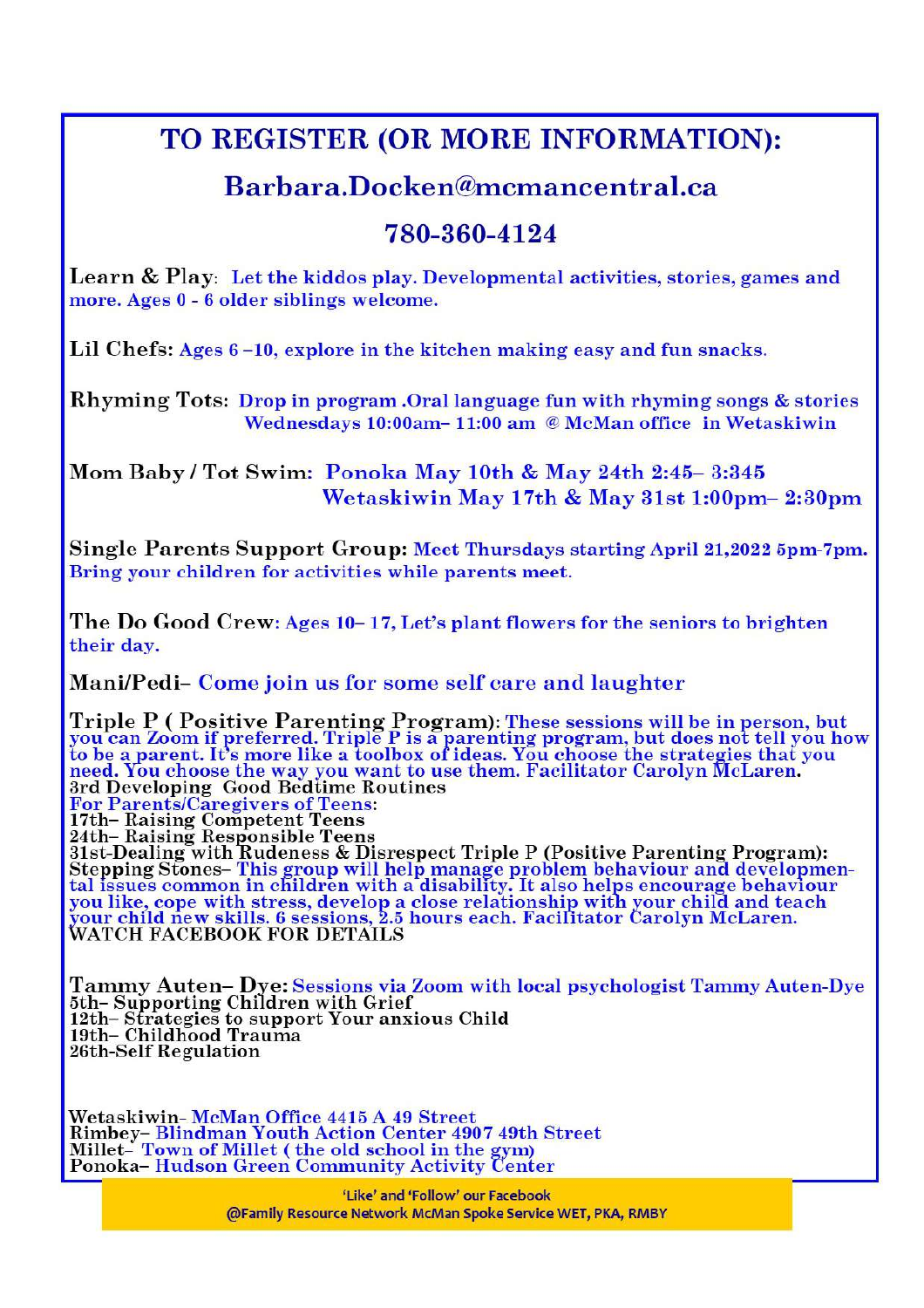# TO REGISTER (OR MORE INFORMATION):

## Barbara.Docken@mcmancentral.ca

## 780-360-4124

**Learn & Play**: Let the kiddos play. Developmental activities, stories, games and more. Ages 0 - 6 older siblings welcome.

**Lil Chefs:** Ages 6 –10, explore in the kitchen making easy and fun snacks.

**Rhyming Tots:** Drop in program .Oral language fun with rhyming songs & stories
Wednesdays 10:00am– 11:00 am @ McMan office in Wetaskiwin

**Mom Baby / Tot Swim:** Ponoka May 10th & May 24th 2:45– 3:345
Wetaskiwin May 17th & May 31st 1:00pm– 2:30pm

**Single Parents Support Group:** Meet Thursdays starting April 21,2022 5pm-7pm. Bring your children for activities while parents meet.

**The Do Good Crew:** Ages 10– 17, Let's plant flowers for the seniors to brighten their day.

**Mani/Pedi**– Come join us for some self care and laughter

**Triple P ( Positive Parenting Program):** These sessions will be in person, but you can Zoom if preferred. Triple P is a parenting program, but does not tell you how to be a parent. It's more like a toolbox of ideas. You choose the strategies that you need. You choose the way you want to use them. Facilitator Carolyn McLaren.
3rd Developing Good Bedtime Routines
For Parents/Caregivers of Teens:
17th– Raising Competent Teens
24th– Raising Responsible Teens
31st-Dealing with Rudeness & Disrespect Triple P (Positive Parenting Program):
Stepping Stones– This group will help manage problem behaviour and developmental issues common in children with a disability. It also helps encourage behaviour you like, cope with stress, develop a close relationship with your child and teach your child new skills. 6 sessions, 2.5 hours each. Facilitator Carolyn McLaren.
WATCH FACEBOOK FOR DETAILS

**Tammy Auten– Dye:** Sessions via Zoom with local psychologist Tammy Auten-Dye
5th– Supporting Children with Grief
12th– Strategies to support Your anxious Child
19th– Childhood Trauma
26th-Self Regulation

Wetaskiwin- McMan Office 4415 A 49 Street
Rimbey– Blindman Youth Action Center 4907 49th Street
Millet– Town of Millet ( the old school in the gym)
Ponoka– Hudson Green Community Activity Center

'Like' and 'Follow' our Facebook
@Family Resource Network McMan Spoke Service WET, PKA, RMBY